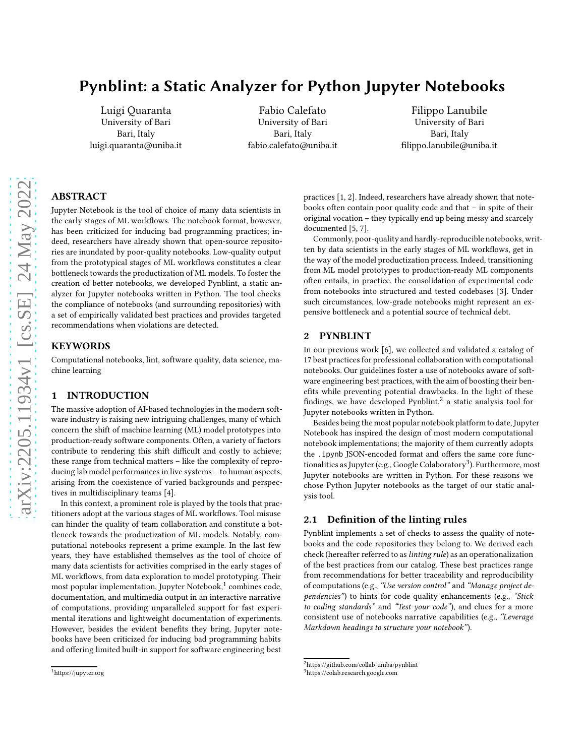# Pynblint: a Static Analyzer for Python Jupyter Notebooks

Luigi Quaranta
University of Bari
Bari, Italy
luigi.quaranta@uniba.it

Fabio Calefato
University of Bari
Bari, Italy
fabio.calefato@uniba.it

Filippo Lanubile
University of Bari
Bari, Italy
filippo.lanubile@uniba.it

## ABSTRACT

Jupyter Notebook is the tool of choice of many data scientists in the early stages of ML workflows. The notebook format, however, has been criticized for inducing bad programming practices; indeed, researchers have already shown that open-source repositories are inundated by poor-quality notebooks. Low-quality output from the prototypical stages of ML workflows constitutes a clear bottleneck towards the productization of ML models. To foster the creation of better notebooks, we developed Pynblint, a static analyzer for Jupyter notebooks written in Python. The tool checks the compliance of notebooks (and surrounding repositories) with a set of empirically validated best practices and provides targeted recommendations when violations are detected.

## KEYWORDS

Computational notebooks, lint, software quality, data science, machine learning

## 1 INTRODUCTION

The massive adoption of AI-based technologies in the modern software industry is raising new intriguing challenges, many of which concern the shift of machine learning (ML) model prototypes into production-ready software components. Often, a variety of factors contribute to rendering this shift difficult and costly to achieve; these range from technical matters – like the complexity of reproducing lab model performances in live systems – to human aspects, arising from the coexistence of varied backgrounds and perspectives in multidisciplinary teams [4].

In this context, a prominent role is played by the tools that practitioners adopt at the various stages of ML workflows. Tool misuse can hinder the quality of team collaboration and constitute a bottleneck towards the productization of ML models. Notably, computational notebooks represent a prime example. In the last few years, they have established themselves as the tool of choice of many data scientists for activities comprised in the early stages of ML workflows, from data exploration to model prototyping. Their most popular implementation, Jupyter Notebook,[1] combines code, documentation, and multimedia output in an interactive narrative of computations, providing unparalleled support for fast experimental iterations and lightweight documentation of experiments. However, besides the evident benefits they bring, Jupyter notebooks have been criticized for inducing bad programming habits and offering limited built-in support for software engineering best practices [1, 2]. Indeed, researchers have already shown that notebooks often contain poor quality code and that – in spite of their original vocation – they typically end up being messy and scarcely documented [5, 7].

Commonly, poor-quality and hardly-reproducible notebooks, written by data scientists in the early stages of ML workflows, get in the way of the model productization process. Indeed, transitioning from ML model prototypes to production-ready ML components often entails, in practice, the consolidation of experimental code from notebooks into structured and tested codebases [3]. Under such circumstances, low-grade notebooks might represent an expensive bottleneck and a potential source of technical debt.

## 2 PYNBLINT

In our previous work [6], we collected and validated a catalog of 17 best practices for professional collaboration with computational notebooks. Our guidelines foster a use of notebooks aware of software engineering best practices, with the aim of boosting their benefits while preventing potential drawbacks. In the light of these findings, we have developed Pynblint,[2] a static analysis tool for Jupyter notebooks written in Python.

Besides being the most popular notebook platform to date, Jupyter Notebook has inspired the design of most modern computational notebook implementations; the majority of them currently adopts the `.ipynb` JSON-encoded format and offers the same core functionalities as Jupyter (e.g., Google Colaboratory[3]). Furthermore, most Jupyter notebooks are written in Python. For these reasons we chose Python Jupyter notebooks as the target of our static analysis tool.

### 2.1 Definition of the linting rules

Pynblint implements a set of checks to assess the quality of notebooks and the code repositories they belong to. We derived each check (hereafter referred to as *linting rule*) as an operationalization of the best practices from our catalog. These best practices range from recommendations for better traceability and reproducibility of computations (e.g., *"Use version control"* and *"Manage project dependencies"*) to hints for code quality enhancements (e.g., *"Stick to coding standards"* and *"Test your code"*), and clues for a more consistent use of notebooks narrative capabilities (e.g., *"Leverage Markdown headings to structure your notebook"*).

[1] https://jupyter.org

[2] https://github.com/collab-uniba/pynblint

[3] https://colab.research.google.com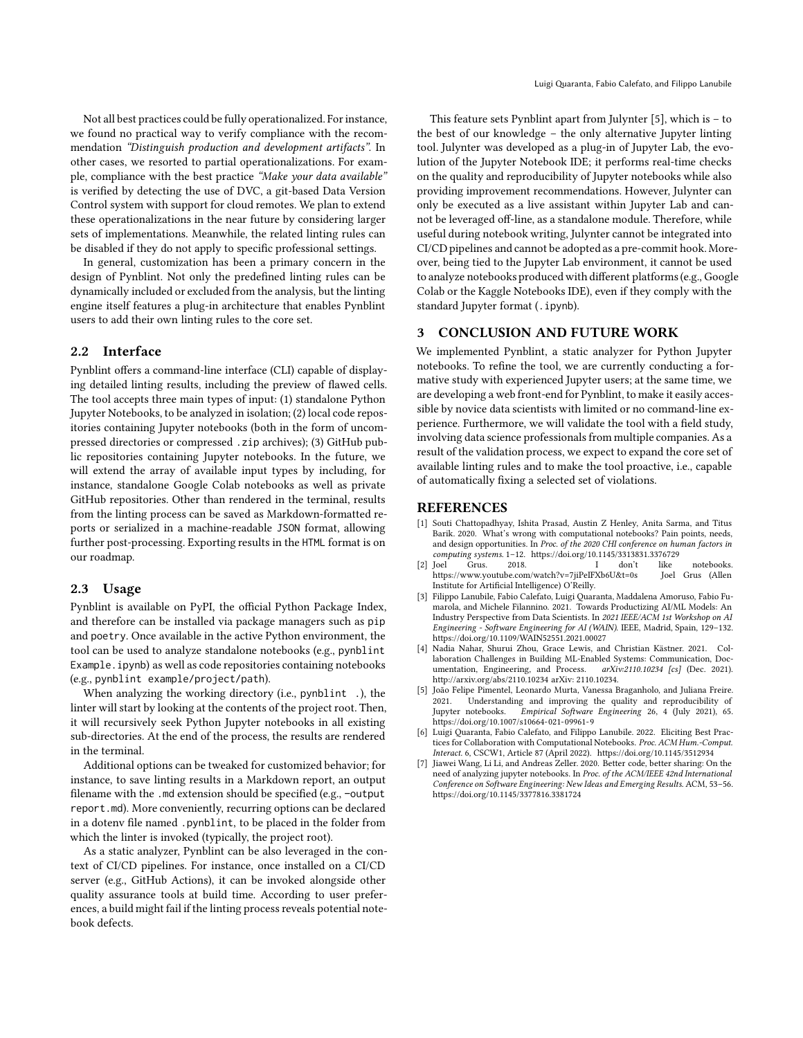Not all best practices could be fully operationalized. For instance, we found no practical way to verify compliance with the recommendation *"Distinguish production and development artifacts"*. In other cases, we resorted to partial operationalizations. For example, compliance with the best practice *"Make your data available"* is verified by detecting the use of DVC, a git-based Data Version Control system with support for cloud remotes. We plan to extend these operationalizations in the near future by considering larger sets of implementations. Meanwhile, the related linting rules can be disabled if they do not apply to specific professional settings.

In general, customization has been a primary concern in the design of Pynblint. Not only the predefined linting rules can be dynamically included or excluded from the analysis, but the linting engine itself features a plug-in architecture that enables Pynblint users to add their own linting rules to the core set.

## 2.2 Interface

Pynblint offers a command-line interface (CLI) capable of displaying detailed linting results, including the preview of flawed cells. The tool accepts three main types of input: (1) standalone Python Jupyter Notebooks, to be analyzed in isolation; (2) local code repositories containing Jupyter notebooks (both in the form of uncompressed directories or compressed `.zip` archives); (3) GitHub public repositories containing Jupyter notebooks. In the future, we will extend the array of available input types by including, for instance, standalone Google Colab notebooks as well as private GitHub repositories. Other than rendered in the terminal, results from the linting process can be saved as Markdown-formatted reports or serialized in a machine-readable `JSON` format, allowing further post-processing. Exporting results in the `HTML` format is on our roadmap.

## 2.3 Usage

Pynblint is available on PyPI, the official Python Package Index, and therefore can be installed via package managers such as `pip` and `poetry`. Once available in the active Python environment, the tool can be used to analyze standalone notebooks (e.g., `pynblint Example.ipynb`) as well as code repositories containing notebooks (e.g., `pynblint example/project/path`).

When analyzing the working directory (i.e., `pynblint .`), the linter will start by looking at the contents of the project root. Then, it will recursively seek Python Jupyter notebooks in all existing sub-directories. At the end of the process, the results are rendered in the terminal.

Additional options can be tweaked for customized behavior; for instance, to save linting results in a Markdown report, an output filename with the `.md` extension should be specified (e.g., `–output report.md`). More conveniently, recurring options can be declared in a dotenv file named `.pynblint`, to be placed in the folder from which the linter is invoked (typically, the project root).

As a static analyzer, Pynblint can be also leveraged in the context of CI/CD pipelines. For instance, once installed on a CI/CD server (e.g., GitHub Actions), it can be invoked alongside other quality assurance tools at build time. According to user preferences, a build might fail if the linting process reveals potential notebook defects.

This feature sets Pynblint apart from Julynter [5], which is – to the best of our knowledge – the only alternative Jupyter linting tool. Julynter was developed as a plug-in of Jupyter Lab, the evolution of the Jupyter Notebook IDE; it performs real-time checks on the quality and reproducibility of Jupyter notebooks while also providing improvement recommendations. However, Julynter can only be executed as a live assistant within Jupyter Lab and cannot be leveraged off-line, as a standalone module. Therefore, while useful during notebook writing, Julynter cannot be integrated into CI/CD pipelines and cannot be adopted as a pre-commit hook. Moreover, being tied to the Jupyter Lab environment, it cannot be used to analyze notebooks produced with different platforms (e.g., Google Colab or the Kaggle Notebooks IDE), even if they comply with the standard Jupyter format (`.ipynb`).

# 3 CONCLUSION AND FUTURE WORK

We implemented Pynblint, a static analyzer for Python Jupyter notebooks. To refine the tool, we are currently conducting a formative study with experienced Jupyter users; at the same time, we are developing a web front-end for Pynblint, to make it easily accessible by novice data scientists with limited or no command-line experience. Furthermore, we will validate the tool with a field study, involving data science professionals from multiple companies. As a result of the validation process, we expect to expand the core set of available linting rules and to make the tool proactive, i.e., capable of automatically fixing a selected set of violations.

# REFERENCES

[1] Souti Chattopadhyay, Ishita Prasad, Austin Z Henley, Anita Sarma, and Titus Barik. 2020. What's wrong with computational notebooks? Pain points, needs, and design opportunities. In *Proc. of the 2020 CHI conference on human factors in computing systems*. 1–12. https://doi.org/10.1145/3313831.3376729

[2] Joel Grus. 2018. I don't like notebooks. https://www.youtube.com/watch?v=7jiPeIFXb6U&t=0s Joel Grus (Allen Institute for Artificial Intelligence) O'Reilly.

[3] Filippo Lanubile, Fabio Calefato, Luigi Quaranta, Maddalena Amoruso, Fabio Fumarola, and Michele Filannino. 2021. Towards Productizing AI/ML Models: An Industry Perspective from Data Scientists. In *2021 IEEE/ACM 1st Workshop on AI Engineering - Software Engineering for AI (WAIN)*. IEEE, Madrid, Spain, 129–132. https://doi.org/10.1109/WAIN52551.2021.00027

[4] Nadia Nahar, Shurui Zhou, Grace Lewis, and Christian Kästner. 2021. Collaboration Challenges in Building ML-Enabled Systems: Communication, Documentation, Engineering, and Process. *arXiv:2110.10234 [cs]* (Dec. 2021). http://arxiv.org/abs/2110.10234 arXiv: 2110.10234.

[5] João Felipe Pimentel, Leonardo Murta, Vanessa Braganholo, and Juliana Freire. 2021. Understanding and improving the quality and reproducibility of Jupyter notebooks. *Empirical Software Engineering* 26, 4 (July 2021), 65. https://doi.org/10.1007/s10664-021-09961-9

[6] Luigi Quaranta, Fabio Calefato, and Filippo Lanubile. 2022. Eliciting Best Practices for Collaboration with Computational Notebooks. *Proc. ACM Hum.-Comput. Interact.* 6, CSCW1, Article 87 (April 2022). https://doi.org/10.1145/3512934

[7] Jiawei Wang, Li Li, and Andreas Zeller. 2020. Better code, better sharing: On the need of analyzing jupyter notebooks. In *Proc. of the ACM/IEEE 42nd International Conference on Software Engineering: New Ideas and Emerging Results*. ACM, 53–56. https://doi.org/10.1145/3377816.3381724